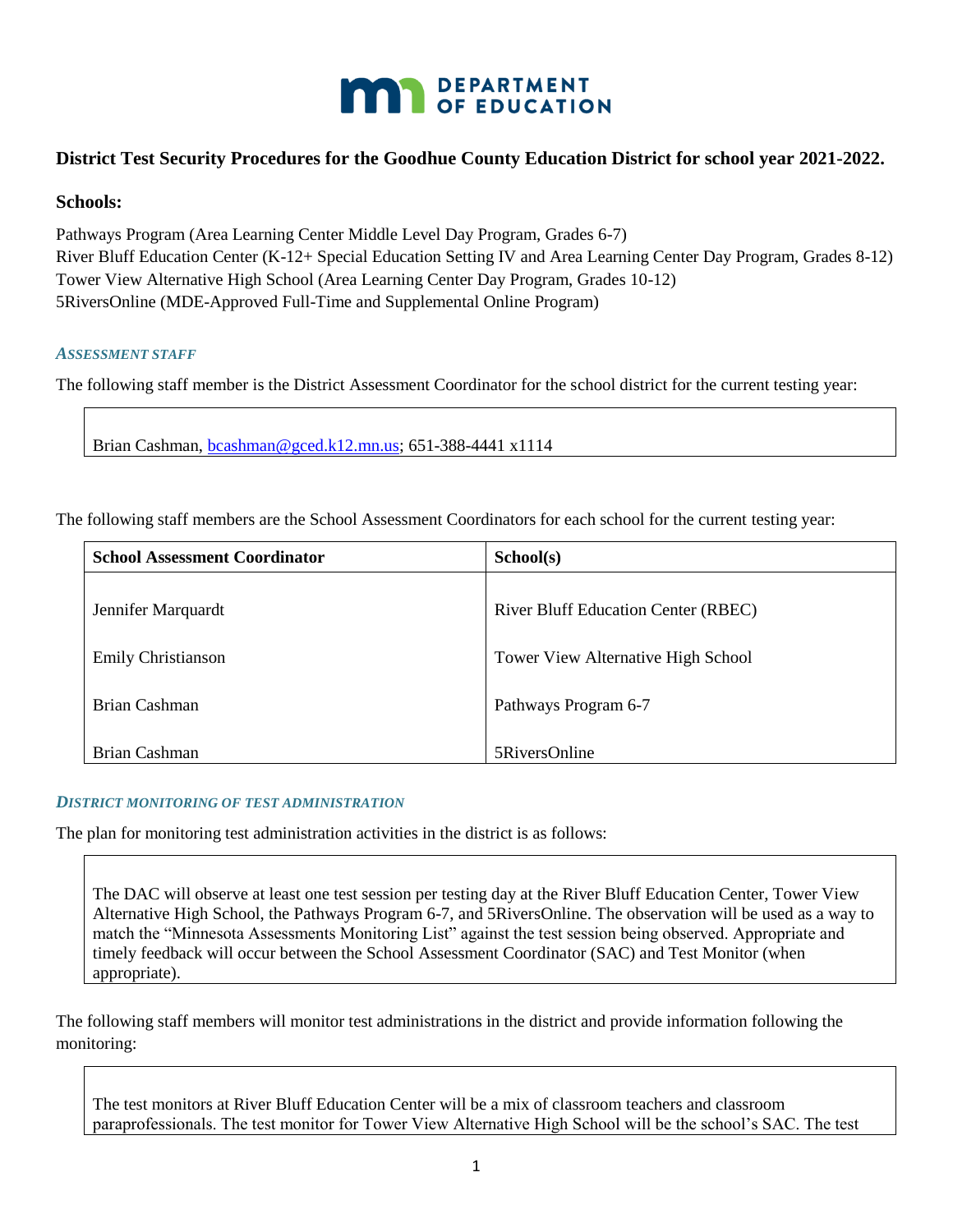**DEPARTMENT OF EDUCATION**

## District Test Security Procedures for the Goodhue County Education District for school year 2021-2022.

### Schools:

Pathways Program (Area Learning Center Middle Level Day Program, Grades 6-7)
River Bluff Education Center (K-12+ Special Education Setting IV and Area Learning Center Day Program, Grades 8-12)
Tower View Alternative High School (Area Learning Center Day Program, Grades 10-12)
5RiversOnline (MDE-Approved Full-Time and Supplemental Online Program)

#### *ASSESSMENT STAFF*

The following staff member is the District Assessment Coordinator for the school district for the current testing year:

Brian Cashman, bcashman@gced.k12.mn.us; 651-388-4441 x1114

The following staff members are the School Assessment Coordinators for each school for the current testing year:

| School Assessment Coordinator | School(s) |
|---|---|
| Jennifer Marquardt | River Bluff Education Center (RBEC) |
| Emily Christianson | Tower View Alternative High School |
| Brian Cashman | Pathways Program 6-7 |
| Brian Cashman | 5RiversOnline |

#### *DISTRICT MONITORING OF TEST ADMINISTRATION*

The plan for monitoring test administration activities in the district is as follows:

The DAC will observe at least one test session per testing day at the River Bluff Education Center, Tower View Alternative High School, the Pathways Program 6-7, and 5RiversOnline. The observation will be used as a way to match the "Minnesota Assessments Monitoring List" against the test session being observed. Appropriate and timely feedback will occur between the School Assessment Coordinator (SAC) and Test Monitor (when appropriate).

The following staff members will monitor test administrations in the district and provide information following the monitoring:

The test monitors at River Bluff Education Center will be a mix of classroom teachers and classroom paraprofessionals. The test monitor for Tower View Alternative High School will be the school's SAC. The test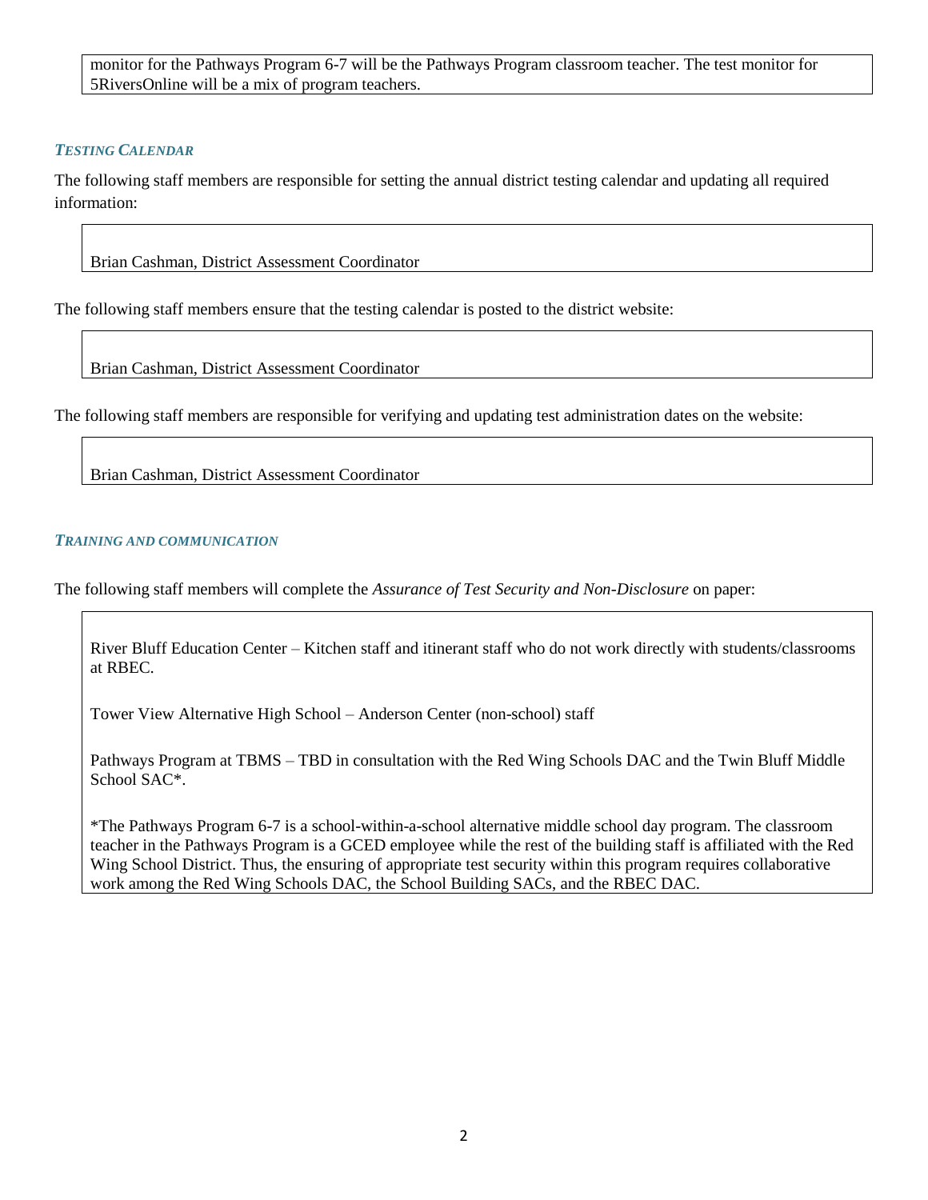monitor for the Pathways Program 6-7 will be the Pathways Program classroom teacher. The test monitor for 5RiversOnline will be a mix of program teachers.

### *TESTING CALENDAR*

The following staff members are responsible for setting the annual district testing calendar and updating all required information:

Brian Cashman, District Assessment Coordinator

The following staff members ensure that the testing calendar is posted to the district website:

Brian Cashman, District Assessment Coordinator

The following staff members are responsible for verifying and updating test administration dates on the website:

Brian Cashman, District Assessment Coordinator

### *TRAINING AND COMMUNICATION*

The following staff members will complete the *Assurance of Test Security and Non-Disclosure* on paper:

River Bluff Education Center – Kitchen staff and itinerant staff who do not work directly with students/classrooms at RBEC.

Tower View Alternative High School – Anderson Center (non-school) staff

Pathways Program at TBMS – TBD in consultation with the Red Wing Schools DAC and the Twin Bluff Middle School SAC*.

*The Pathways Program 6-7 is a school-within-a-school alternative middle school day program. The classroom teacher in the Pathways Program is a GCED employee while the rest of the building staff is affiliated with the Red Wing School District. Thus, the ensuring of appropriate test security within this program requires collaborative work among the Red Wing Schools DAC, the School Building SACs, and the RBEC DAC.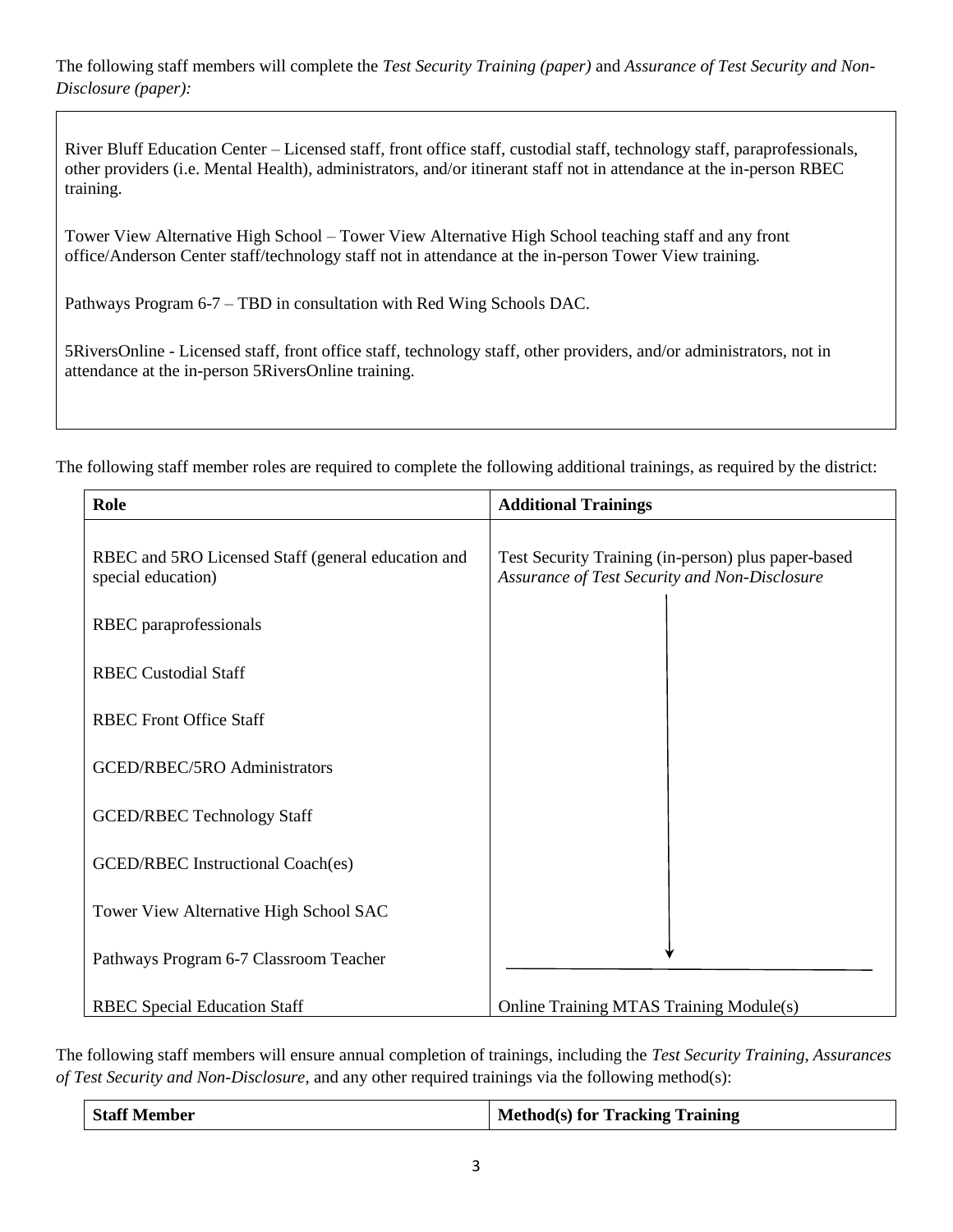The following staff members will complete the *Test Security Training (paper)* and *Assurance of Test Security and Non-Disclosure (paper):*

River Bluff Education Center – Licensed staff, front office staff, custodial staff, technology staff, paraprofessionals, other providers (i.e. Mental Health), administrators, and/or itinerant staff not in attendance at the in-person RBEC training.

Tower View Alternative High School – Tower View Alternative High School teaching staff and any front office/Anderson Center staff/technology staff not in attendance at the in-person Tower View training.

Pathways Program 6-7 – TBD in consultation with Red Wing Schools DAC.

5RiversOnline - Licensed staff, front office staff, technology staff, other providers, and/or administrators, not in attendance at the in-person 5RiversOnline training.

The following staff member roles are required to complete the following additional trainings, as required by the district:

| Role | Additional Trainings |
|---|---|
| RBEC and 5RO Licensed Staff (general education and special education) | Test Security Training (in-person) plus paper-based *Assurance of Test Security and Non-Disclosure* |
| RBEC paraprofessionals | ↓ |
| RBEC Custodial Staff | ↓ |
| RBEC Front Office Staff | ↓ |
| GCED/RBEC/5RO Administrators | ↓ |
| GCED/RBEC Technology Staff | ↓ |
| GCED/RBEC Instructional Coach(es) | ↓ |
| Tower View Alternative High School SAC | ↓ |
| Pathways Program 6-7 Classroom Teacher | ↓ |
| RBEC Special Education Staff | Online Training MTAS Training Module(s) |

The following staff members will ensure annual completion of trainings, including the *Test Security Training*, *Assurances of Test Security and Non-Disclosure*, and any other required trainings via the following method(s):

| Staff Member | Method(s) for Tracking Training |
|---|---|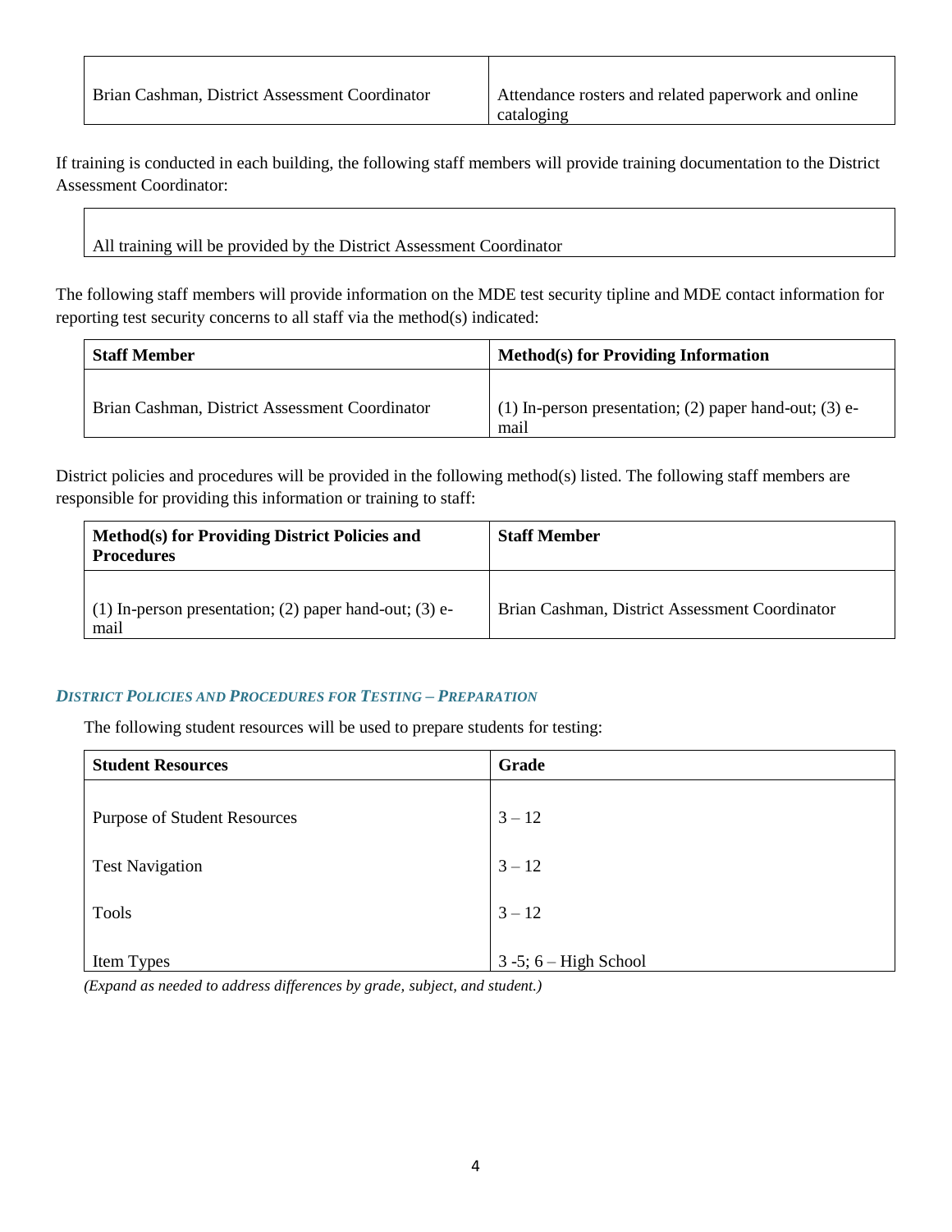| Brian Cashman, District Assessment Coordinator | Attendance rosters and related paperwork and online cataloging |
|---|---|

If training is conducted in each building, the following staff members will provide training documentation to the District Assessment Coordinator:

| All training will be provided by the District Assessment Coordinator |
|---|

The following staff members will provide information on the MDE test security tipline and MDE contact information for reporting test security concerns to all staff via the method(s) indicated:

| **Staff Member** | **Method(s) for Providing Information** |
|---|---|
| Brian Cashman, District Assessment Coordinator | (1) In-person presentation; (2) paper hand-out; (3) e-mail |

District policies and procedures will be provided in the following method(s) listed. The following staff members are responsible for providing this information or training to staff:

| **Method(s) for Providing District Policies and Procedures** | **Staff Member** |
|---|---|
| (1) In-person presentation; (2) paper hand-out; (3) e-mail | Brian Cashman, District Assessment Coordinator |

### *District Policies and Procedures for Testing – Preparation*

The following student resources will be used to prepare students for testing:

| **Student Resources** | **Grade** |
|---|---|
| Purpose of Student Resources | 3 – 12 |
| Test Navigation | 3 – 12 |
| Tools | 3 – 12 |
| Item Types | 3 -5; 6 – High School |

*(Expand as needed to address differences by grade, subject, and student.)*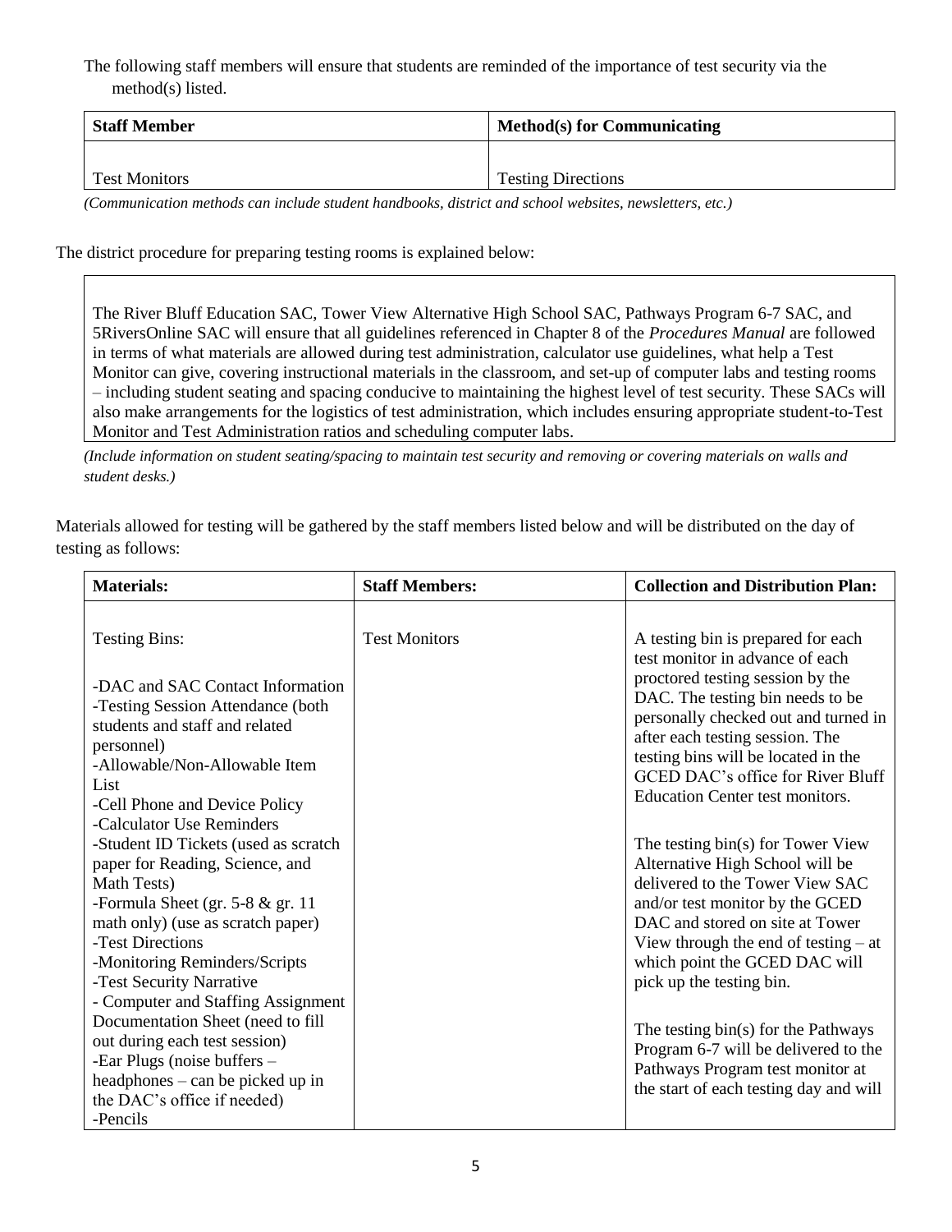The following staff members will ensure that students are reminded of the importance of test security via the method(s) listed.

| Staff Member | Method(s) for Communicating |
| --- | --- |
| Test Monitors | Testing Directions |

*(Communication methods can include student handbooks, district and school websites, newsletters, etc.)*

The district procedure for preparing testing rooms is explained below:

The River Bluff Education SAC, Tower View Alternative High School SAC, Pathways Program 6-7 SAC, and 5RiversOnline SAC will ensure that all guidelines referenced in Chapter 8 of the *Procedures Manual* are followed in terms of what materials are allowed during test administration, calculator use guidelines, what help a Test Monitor can give, covering instructional materials in the classroom, and set-up of computer labs and testing rooms – including student seating and spacing conducive to maintaining the highest level of test security. These SACs will also make arrangements for the logistics of test administration, which includes ensuring appropriate student-to-Test Monitor and Test Administration ratios and scheduling computer labs.

*(Include information on student seating/spacing to maintain test security and removing or covering materials on walls and student desks.)*

Materials allowed for testing will be gathered by the staff members listed below and will be distributed on the day of testing as follows:

| Materials: | Staff Members: | Collection and Distribution Plan: |
| --- | --- | --- |
| Testing Bins:<br><br>-DAC and SAC Contact Information<br>-Testing Session Attendance (both students and staff and related personnel)<br>-Allowable/Non-Allowable Item List<br>-Cell Phone and Device Policy<br>-Calculator Use Reminders<br>-Student ID Tickets (used as scratch paper for Reading, Science, and Math Tests)<br>-Formula Sheet (gr. 5-8 & gr. 11 math only) (use as scratch paper)<br>-Test Directions<br>-Monitoring Reminders/Scripts<br>-Test Security Narrative<br>- Computer and Staffing Assignment Documentation Sheet (need to fill out during each test session)<br>-Ear Plugs (noise buffers – headphones – can be picked up in the DAC's office if needed)<br>-Pencils | Test Monitors | A testing bin is prepared for each test monitor in advance of each proctored testing session by the DAC. The testing bin needs to be personally checked out and turned in after each testing session. The testing bins will be located in the GCED DAC's office for River Bluff Education Center test monitors.<br><br>The testing bin(s) for Tower View Alternative High School will be delivered to the Tower View SAC and/or test monitor by the GCED DAC and stored on site at Tower View through the end of testing – at which point the GCED DAC will pick up the testing bin.<br><br>The testing bin(s) for the Pathways Program 6-7 will be delivered to the Pathways Program test monitor at the start of each testing day and will |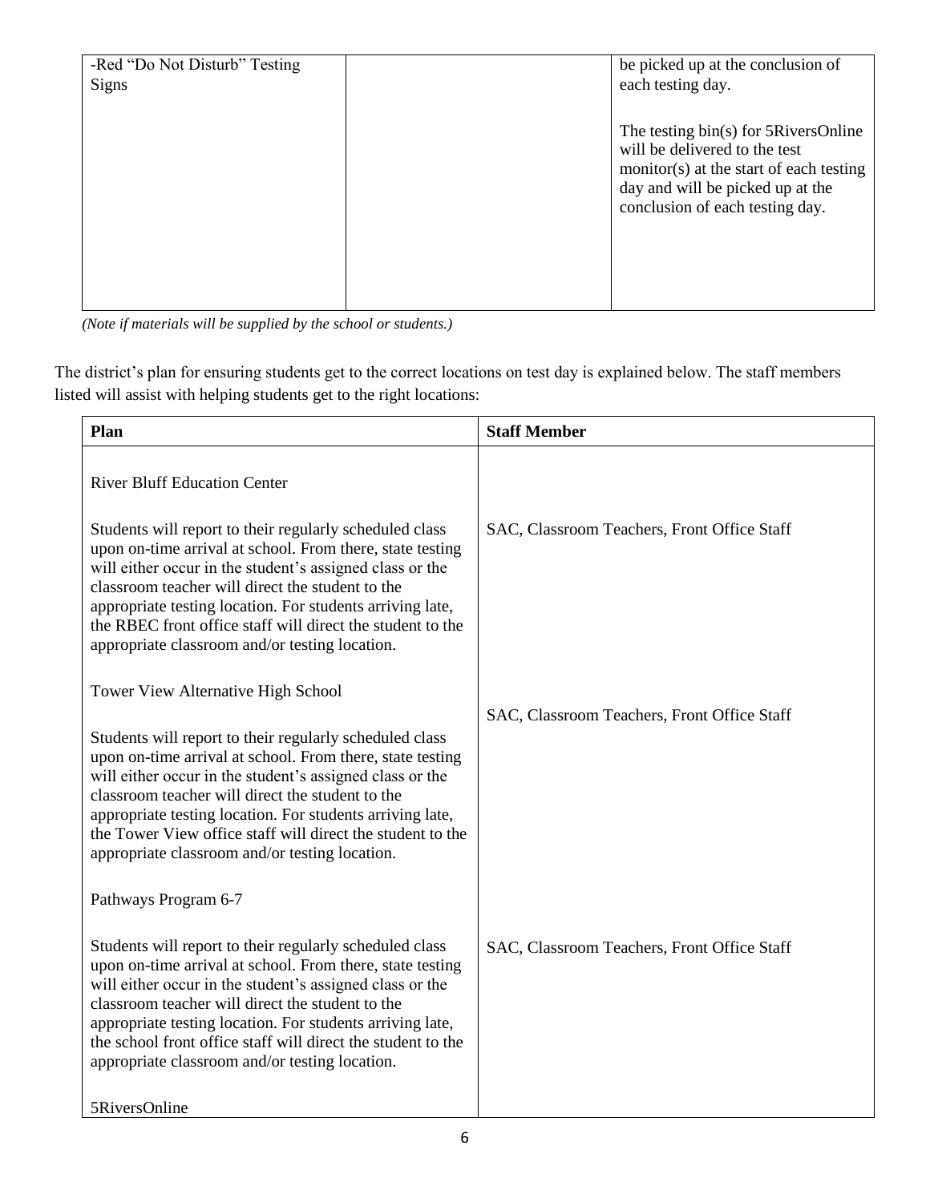| | | |
|---|---|---|
| -Red "Do Not Disturb" Testing Signs | | be picked up at the conclusion of each testing day.<br><br>The testing bin(s) for 5RiversOnline will be delivered to the test monitor(s) at the start of each testing day and will be picked up at the conclusion of each testing day. |

*(Note if materials will be supplied by the school or students.)*

The district's plan for ensuring students get to the correct locations on test day is explained below. The staff members listed will assist with helping students get to the right locations:

| Plan | Staff Member |
|---|---|
| River Bluff Education Center<br><br>Students will report to their regularly scheduled class upon on-time arrival at school. From there, state testing will either occur in the student's assigned class or the classroom teacher will direct the student to the appropriate testing location. For students arriving late, the RBEC front office staff will direct the student to the appropriate classroom and/or testing location. | SAC, Classroom Teachers, Front Office Staff |
| Tower View Alternative High School<br><br>Students will report to their regularly scheduled class upon on-time arrival at school. From there, state testing will either occur in the student's assigned class or the classroom teacher will direct the student to the appropriate testing location. For students arriving late, the Tower View office staff will direct the student to the appropriate classroom and/or testing location. | SAC, Classroom Teachers, Front Office Staff |
| Pathways Program 6-7<br><br>Students will report to their regularly scheduled class upon on-time arrival at school. From there, state testing will either occur in the student's assigned class or the classroom teacher will direct the student to the appropriate testing location. For students arriving late, the school front office staff will direct the student to the appropriate classroom and/or testing location. | SAC, Classroom Teachers, Front Office Staff |
| 5RiversOnline | |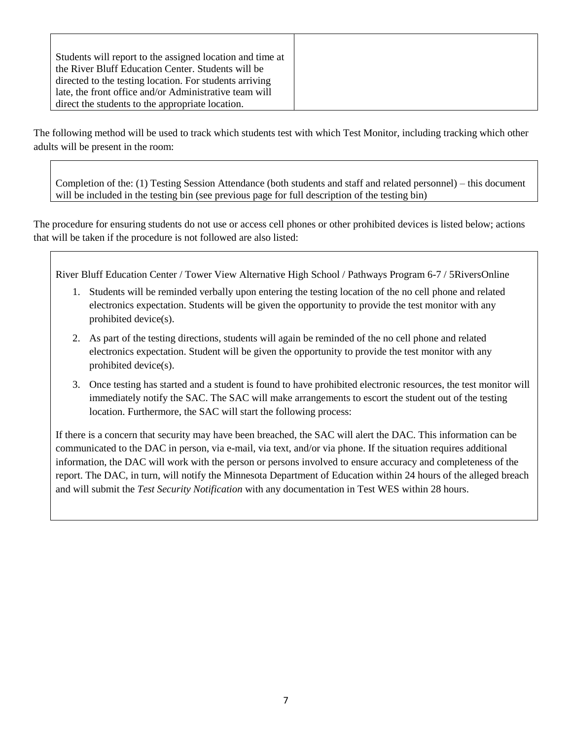| | |
|---|---|
| Students will report to the assigned location and time at the River Bluff Education Center. Students will be directed to the testing location. For students arriving late, the front office and/or Administrative team will direct the students to the appropriate location. | |

The following method will be used to track which students test with which Test Monitor, including tracking which other adults will be present in the room:

> Completion of the: (1) Testing Session Attendance (both students and staff and related personnel) – this document will be included in the testing bin (see previous page for full description of the testing bin)

The procedure for ensuring students do not use or access cell phones or other prohibited devices is listed below; actions that will be taken if the procedure is not followed are also listed:

> River Bluff Education Center / Tower View Alternative High School / Pathways Program 6-7 / 5RiversOnline
>
> 1. Students will be reminded verbally upon entering the testing location of the no cell phone and related electronics expectation. Students will be given the opportunity to provide the test monitor with any prohibited device(s).
> 2. As part of the testing directions, students will again be reminded of the no cell phone and related electronics expectation. Student will be given the opportunity to provide the test monitor with any prohibited device(s).
> 3. Once testing has started and a student is found to have prohibited electronic resources, the test monitor will immediately notify the SAC. The SAC will make arrangements to escort the student out of the testing location. Furthermore, the SAC will start the following process:
>
> If there is a concern that security may have been breached, the SAC will alert the DAC. This information can be communicated to the DAC in person, via e-mail, via text, and/or via phone. If the situation requires additional information, the DAC will work with the person or persons involved to ensure accuracy and completeness of the report. The DAC, in turn, will notify the Minnesota Department of Education within 24 hours of the alleged breach and will submit the *Test Security Notification* with any documentation in Test WES within 28 hours.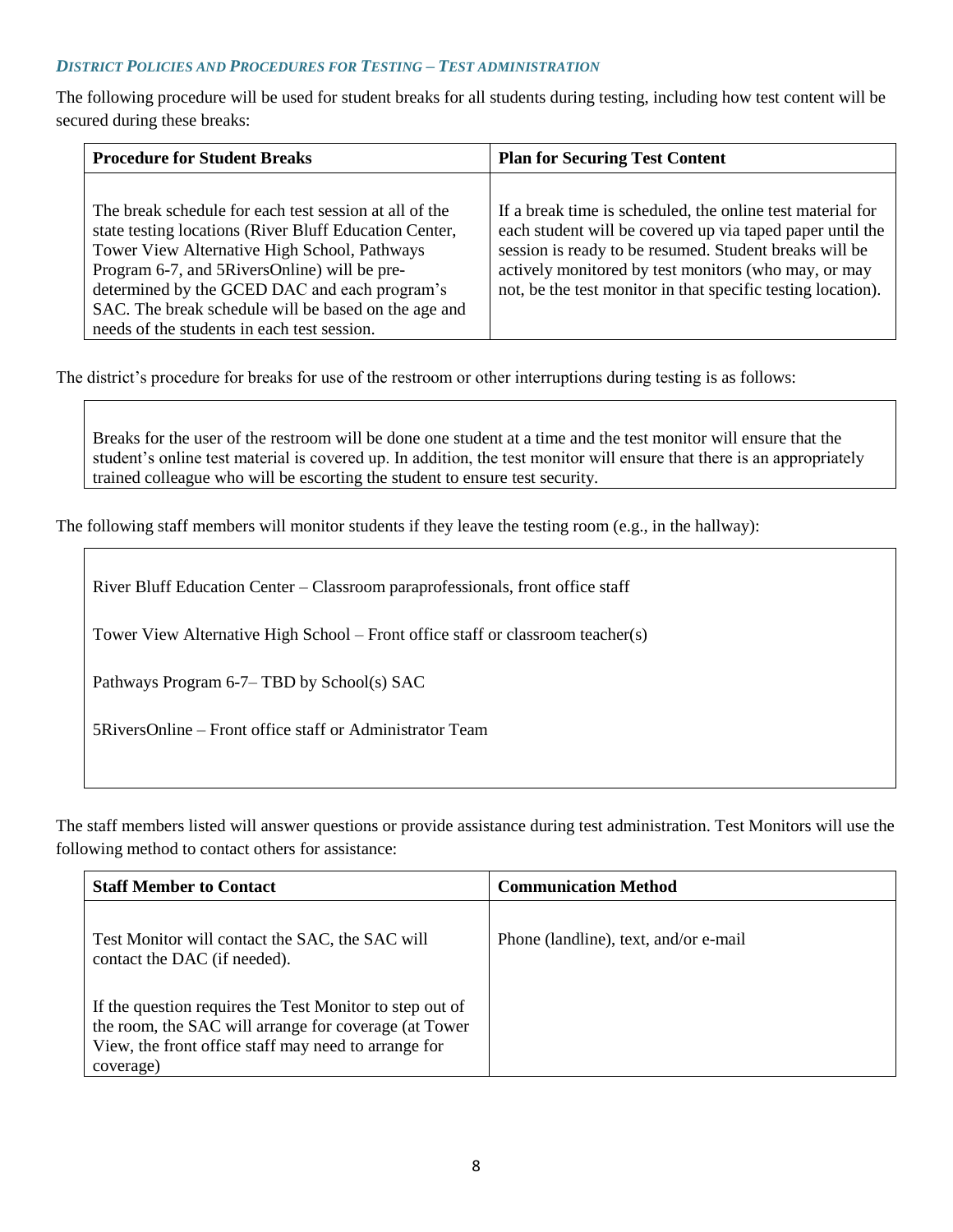### *District Policies and Procedures for Testing – Test administration*

The following procedure will be used for student breaks for all students during testing, including how test content will be secured during these breaks:

| Procedure for Student Breaks | Plan for Securing Test Content |
|---|---|
| The break schedule for each test session at all of the state testing locations (River Bluff Education Center, Tower View Alternative High School, Pathways Program 6-7, and 5RiversOnline) will be pre-determined by the GCED DAC and each program's SAC. The break schedule will be based on the age and needs of the students in each test session. | If a break time is scheduled, the online test material for each student will be covered up via taped paper until the session is ready to be resumed. Student breaks will be actively monitored by test monitors (who may, or may not, be the test monitor in that specific testing location). |

The district's procedure for breaks for use of the restroom or other interruptions during testing is as follows:

Breaks for the user of the restroom will be done one student at a time and the test monitor will ensure that the student's online test material is covered up. In addition, the test monitor will ensure that there is an appropriately trained colleague who will be escorting the student to ensure test security.

The following staff members will monitor students if they leave the testing room (e.g., in the hallway):

River Bluff Education Center – Classroom paraprofessionals, front office staff

Tower View Alternative High School – Front office staff or classroom teacher(s)

Pathways Program 6-7– TBD by School(s) SAC

5RiversOnline – Front office staff or Administrator Team

The staff members listed will answer questions or provide assistance during test administration. Test Monitors will use the following method to contact others for assistance:

| Staff Member to Contact | Communication Method |
|---|---|
| Test Monitor will contact the SAC, the SAC will contact the DAC (if needed).<br><br>If the question requires the Test Monitor to step out of the room, the SAC will arrange for coverage (at Tower View, the front office staff may need to arrange for coverage) | Phone (landline), text, and/or e-mail |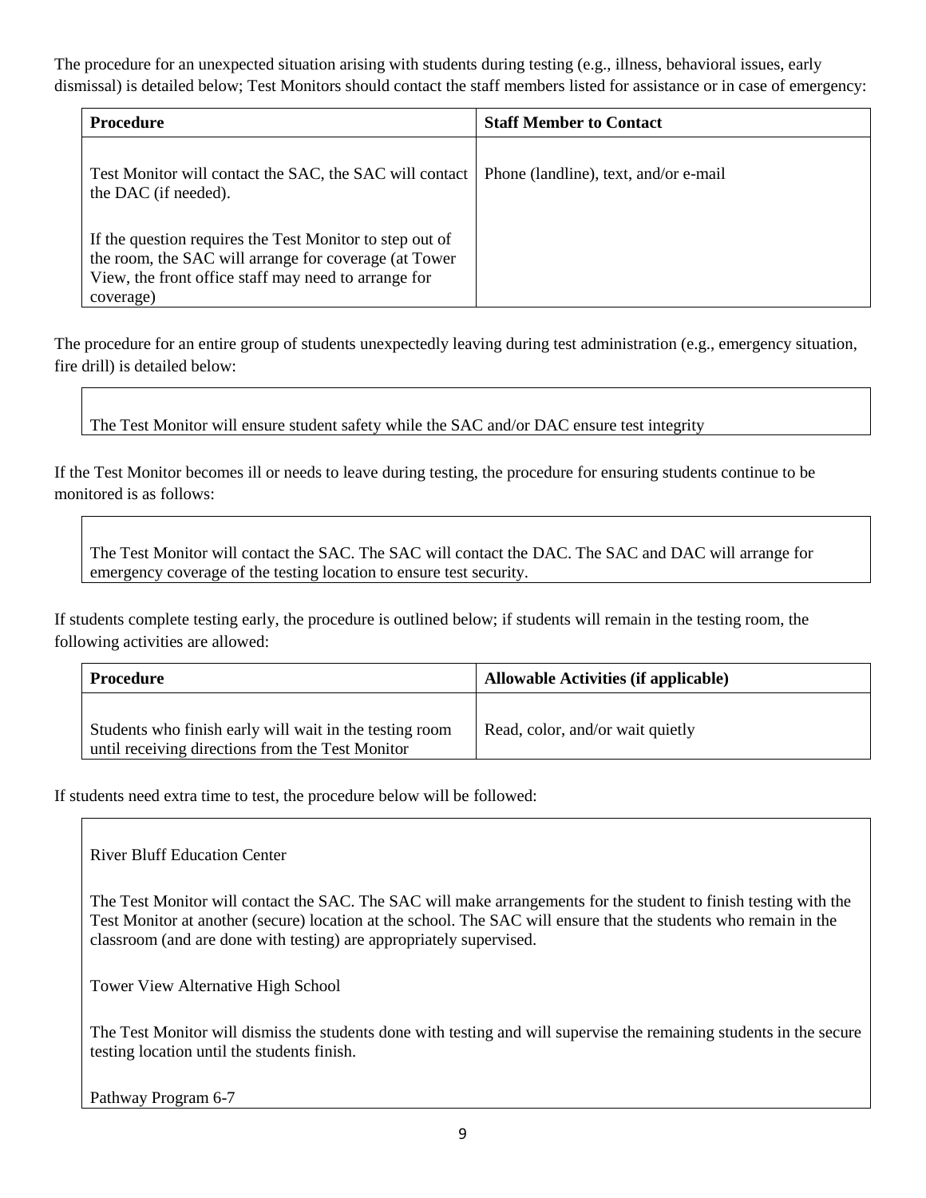The procedure for an unexpected situation arising with students during testing (e.g., illness, behavioral issues, early dismissal) is detailed below; Test Monitors should contact the staff members listed for assistance or in case of emergency:

| Procedure | Staff Member to Contact |
| --- | --- |
| Test Monitor will contact the SAC, the SAC will contact the DAC (if needed).<br><br>If the question requires the Test Monitor to step out of the room, the SAC will arrange for coverage (at Tower View, the front office staff may need to arrange for coverage) | Phone (landline), text, and/or e-mail |

The procedure for an entire group of students unexpectedly leaving during test administration (e.g., emergency situation, fire drill) is detailed below:

| |
| --- |
| The Test Monitor will ensure student safety while the SAC and/or DAC ensure test integrity |

If the Test Monitor becomes ill or needs to leave during testing, the procedure for ensuring students continue to be monitored is as follows:

| |
| --- |
| The Test Monitor will contact the SAC. The SAC will contact the DAC. The SAC and DAC will arrange for emergency coverage of the testing location to ensure test security. |

If students complete testing early, the procedure is outlined below; if students will remain in the testing room, the following activities are allowed:

| Procedure | Allowable Activities (if applicable) |
| --- | --- |
| Students who finish early will wait in the testing room until receiving directions from the Test Monitor | Read, color, and/or wait quietly |

If students need extra time to test, the procedure below will be followed:

| |
| --- |
| River Bluff Education Center<br><br>The Test Monitor will contact the SAC. The SAC will make arrangements for the student to finish testing with the Test Monitor at another (secure) location at the school. The SAC will ensure that the students who remain in the classroom (and are done with testing) are appropriately supervised.<br><br>Tower View Alternative High School<br><br>The Test Monitor will dismiss the students done with testing and will supervise the remaining students in the secure testing location until the students finish.<br><br>Pathway Program 6-7 |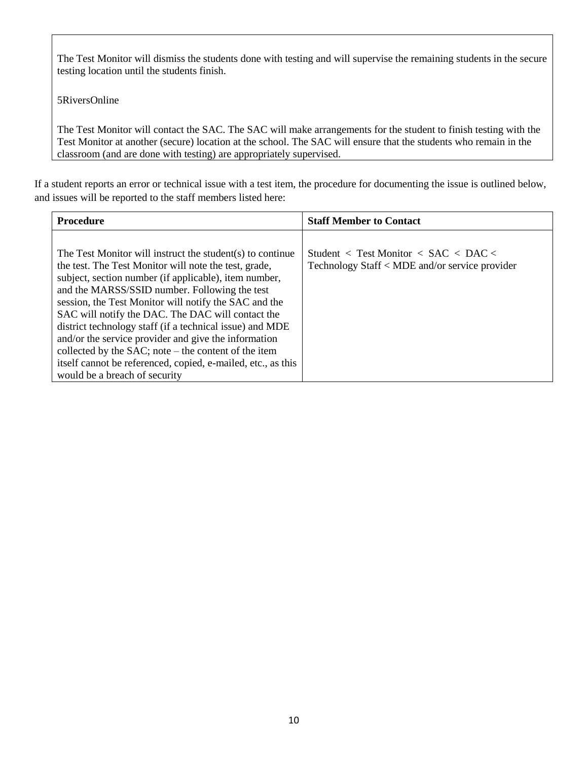| The Test Monitor will dismiss the students done with testing and will supervise the remaining students in the secure testing location until the students finish.<br><br>5RiversOnline<br><br>The Test Monitor will contact the SAC. The SAC will make arrangements for the student to finish testing with the Test Monitor at another (secure) location at the school. The SAC will ensure that the students who remain in the classroom (and are done with testing) are appropriately supervised. |
|---|

If a student reports an error or technical issue with a test item, the procedure for documenting the issue is outlined below, and issues will be reported to the staff members listed here:

| Procedure | Staff Member to Contact |
|---|---|
| The Test Monitor will instruct the student(s) to continue the test. The Test Monitor will note the test, grade, subject, section number (if applicable), item number, and the MARSS/SSID number. Following the test session, the Test Monitor will notify the SAC and the SAC will notify the DAC. The DAC will contact the district technology staff (if a technical issue) and MDE and/or the service provider and give the information collected by the SAC; note – the content of the item itself cannot be referenced, copied, e-mailed, etc., as this would be a breach of security | Student < Test Monitor < SAC < DAC < Technology Staff < MDE and/or service provider |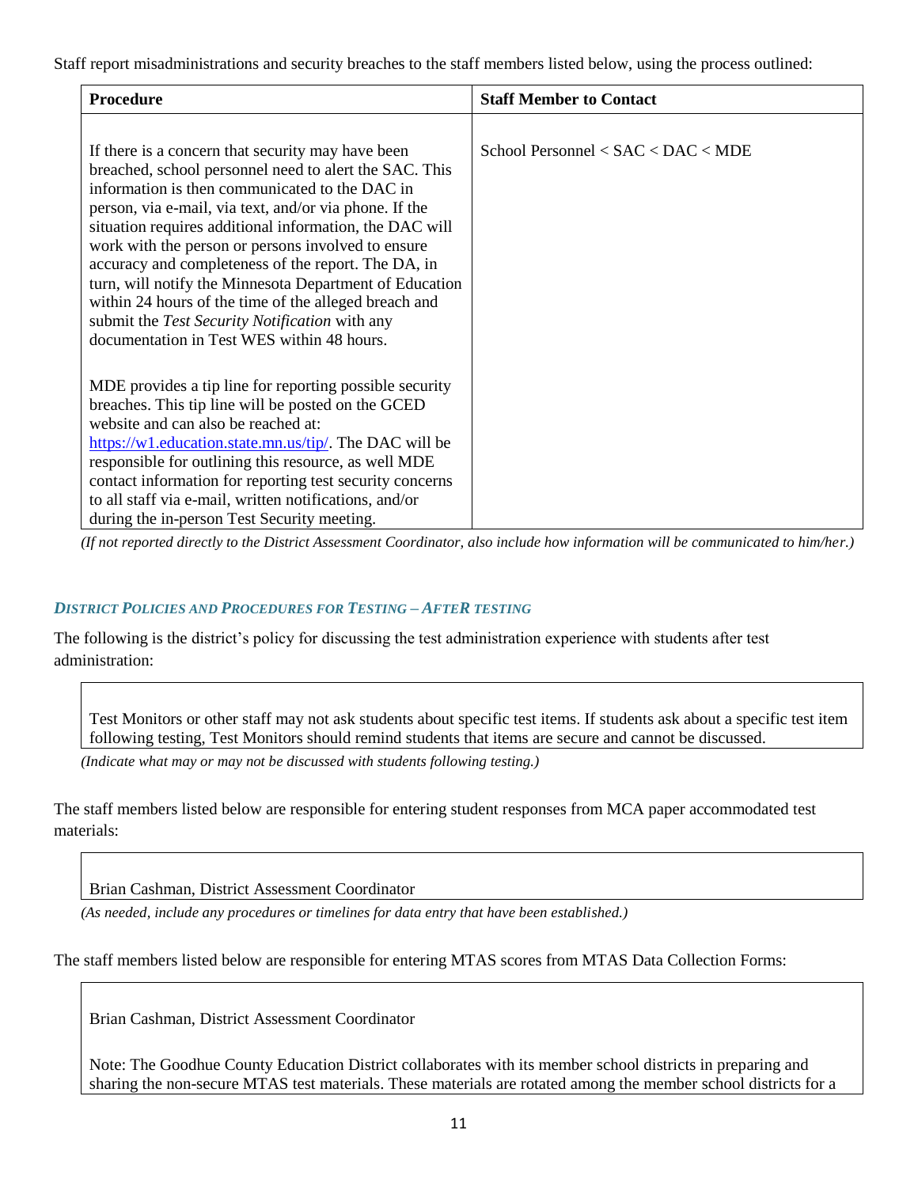Staff report misadministrations and security breaches to the staff members listed below, using the process outlined:

| Procedure | Staff Member to Contact |
| --- | --- |
| If there is a concern that security may have been breached, school personnel need to alert the SAC. This information is then communicated to the DAC in person, via e-mail, via text, and/or via phone. If the situation requires additional information, the DAC will work with the person or persons involved to ensure accuracy and completeness of the report. The DA, in turn, will notify the Minnesota Department of Education within 24 hours of the time of the alleged breach and submit the *Test Security Notification* with any documentation in Test WES within 48 hours.<br><br>MDE provides a tip line for reporting possible security breaches. This tip line will be posted on the GCED website and can also be reached at: https://w1.education.state.mn.us/tip/. The DAC will be responsible for outlining this resource, as well MDE contact information for reporting test security concerns to all staff via e-mail, written notifications, and/or during the in-person Test Security meeting. | School Personnel < SAC < DAC < MDE |

*(If not reported directly to the District Assessment Coordinator, also include how information will be communicated to him/her.)*

### *DISTRICT POLICIES AND PROCEDURES FOR TESTING – AFTER TESTING*

The following is the district's policy for discussing the test administration experience with students after test administration:

> Test Monitors or other staff may not ask students about specific test items. If students ask about a specific test item following testing, Test Monitors should remind students that items are secure and cannot be discussed.

*(Indicate what may or may not be discussed with students following testing.)*

The staff members listed below are responsible for entering student responses from MCA paper accommodated test materials:

> Brian Cashman, District Assessment Coordinator

*(As needed, include any procedures or timelines for data entry that have been established.)*

The staff members listed below are responsible for entering MTAS scores from MTAS Data Collection Forms:

> Brian Cashman, District Assessment Coordinator
>
> Note: The Goodhue County Education District collaborates with its member school districts in preparing and sharing the non-secure MTAS test materials. These materials are rotated among the member school districts for a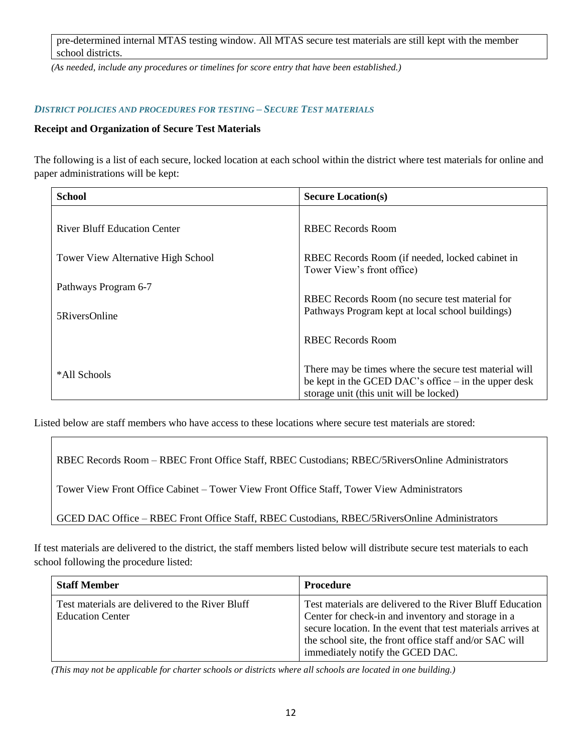pre-determined internal MTAS testing window. All MTAS secure test materials are still kept with the member school districts.

*(As needed, include any procedures or timelines for score entry that have been established.)*

### *District Policies and Procedures for Testing – Secure Test Materials*

**Receipt and Organization of Secure Test Materials**

The following is a list of each secure, locked location at each school within the district where test materials for online and paper administrations will be kept:

| School | Secure Location(s) |
|---|---|
| River Bluff Education Center | RBEC Records Room |
| Tower View Alternative High School | RBEC Records Room (if needed, locked cabinet in Tower View's front office) |
| Pathways Program 6-7 | RBEC Records Room (no secure test material for Pathways Program kept at local school buildings) |
| 5RiversOnline | RBEC Records Room |
| *All Schools | There may be times where the secure test material will be kept in the GCED DAC's office – in the upper desk storage unit (this unit will be locked) |

Listed below are staff members who have access to these locations where secure test materials are stored:

RBEC Records Room – RBEC Front Office Staff, RBEC Custodians; RBEC/5RiversOnline Administrators

Tower View Front Office Cabinet – Tower View Front Office Staff, Tower View Administrators

GCED DAC Office – RBEC Front Office Staff, RBEC Custodians, RBEC/5RiversOnline Administrators

If test materials are delivered to the district, the staff members listed below will distribute secure test materials to each school following the procedure listed:

| Staff Member | Procedure |
|---|---|
| Test materials are delivered to the River Bluff Education Center | Test materials are delivered to the River Bluff Education Center for check-in and inventory and storage in a secure location. In the event that test materials arrives at the school site, the front office staff and/or SAC will immediately notify the GCED DAC. |

*(This may not be applicable for charter schools or districts where all schools are located in one building.)*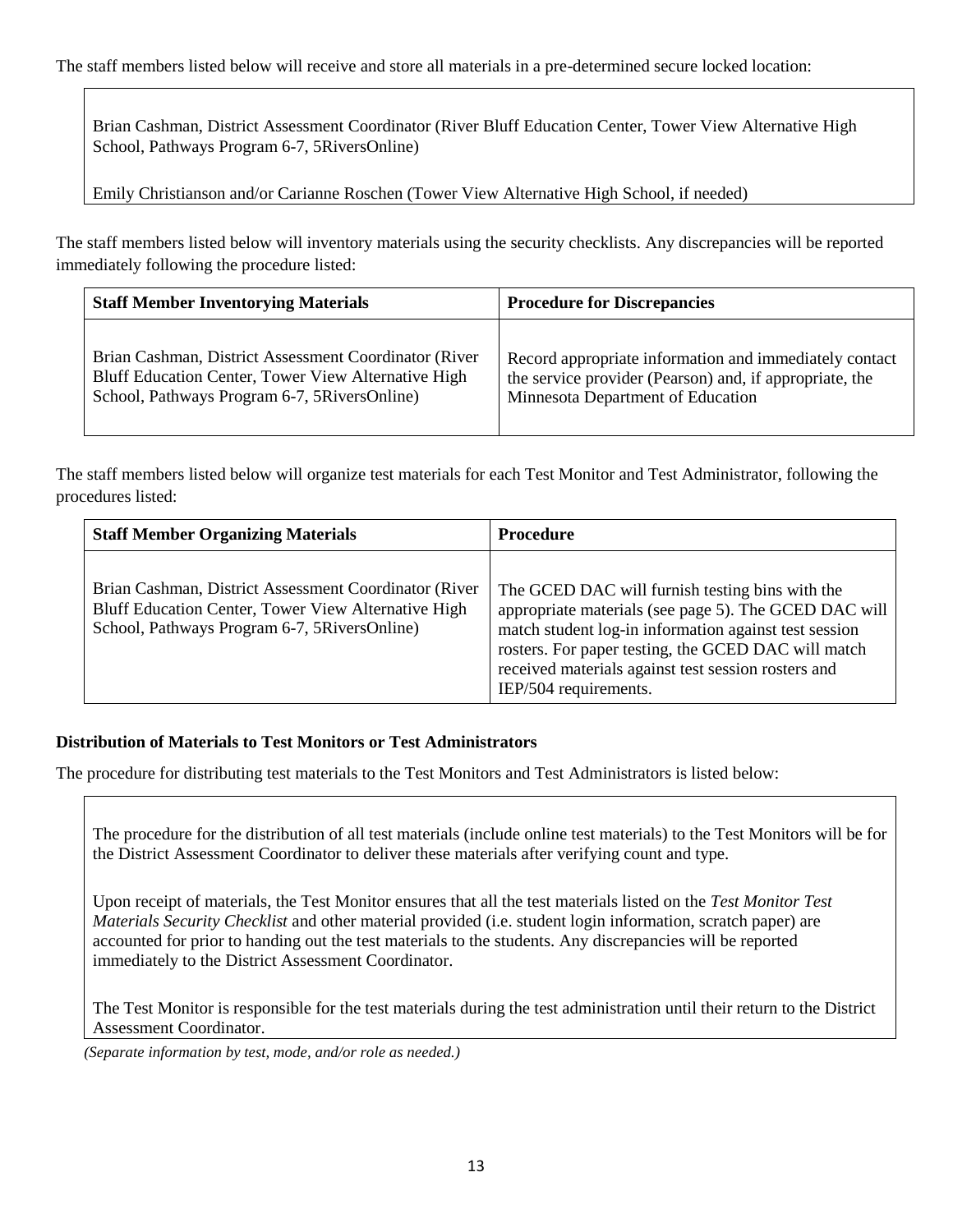The staff members listed below will receive and store all materials in a pre-determined secure locked location:

Brian Cashman, District Assessment Coordinator (River Bluff Education Center, Tower View Alternative High School, Pathways Program 6-7, 5RiversOnline)

Emily Christianson and/or Carianne Roschen (Tower View Alternative High School, if needed)

The staff members listed below will inventory materials using the security checklists. Any discrepancies will be reported immediately following the procedure listed:

| Staff Member Inventorying Materials | Procedure for Discrepancies |
| --- | --- |
| Brian Cashman, District Assessment Coordinator (River Bluff Education Center, Tower View Alternative High School, Pathways Program 6-7, 5RiversOnline) | Record appropriate information and immediately contact the service provider (Pearson) and, if appropriate, the Minnesota Department of Education |

The staff members listed below will organize test materials for each Test Monitor and Test Administrator, following the procedures listed:

| Staff Member Organizing Materials | Procedure |
| --- | --- |
| Brian Cashman, District Assessment Coordinator (River Bluff Education Center, Tower View Alternative High School, Pathways Program 6-7, 5RiversOnline) | The GCED DAC will furnish testing bins with the appropriate materials (see page 5). The GCED DAC will match student log-in information against test session rosters. For paper testing, the GCED DAC will match received materials against test session rosters and IEP/504 requirements. |

**Distribution of Materials to Test Monitors or Test Administrators**

The procedure for distributing test materials to the Test Monitors and Test Administrators is listed below:

The procedure for the distribution of all test materials (include online test materials) to the Test Monitors will be for the District Assessment Coordinator to deliver these materials after verifying count and type.

Upon receipt of materials, the Test Monitor ensures that all the test materials listed on the *Test Monitor Test Materials Security Checklist* and other material provided (i.e. student login information, scratch paper) are accounted for prior to handing out the test materials to the students. Any discrepancies will be reported immediately to the District Assessment Coordinator.

The Test Monitor is responsible for the test materials during the test administration until their return to the District Assessment Coordinator.

*(Separate information by test, mode, and/or role as needed.)*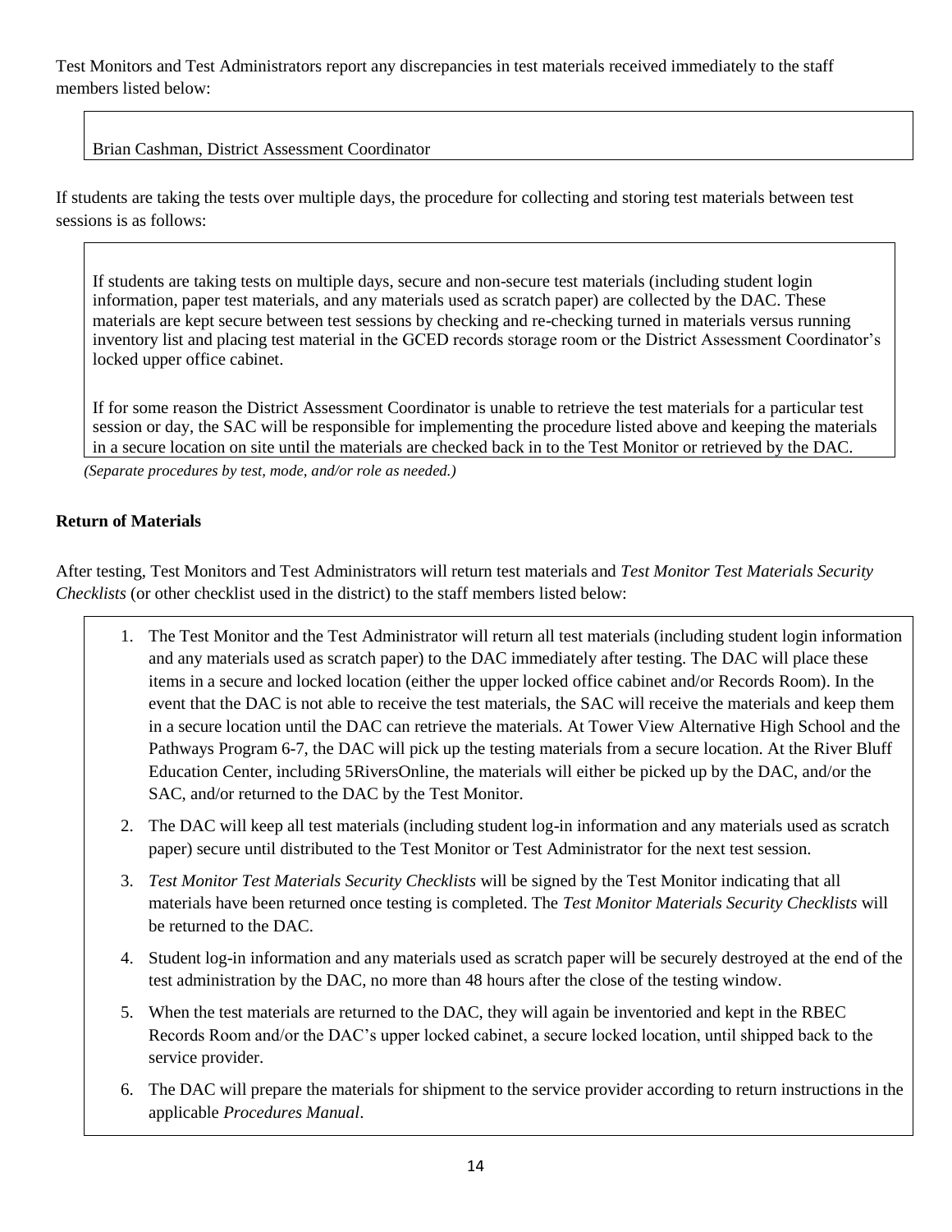Test Monitors and Test Administrators report any discrepancies in test materials received immediately to the staff members listed below:

Brian Cashman, District Assessment Coordinator

If students are taking the tests over multiple days, the procedure for collecting and storing test materials between test sessions is as follows:

If students are taking tests on multiple days, secure and non-secure test materials (including student login information, paper test materials, and any materials used as scratch paper) are collected by the DAC. These materials are kept secure between test sessions by checking and re-checking turned in materials versus running inventory list and placing test material in the GCED records storage room or the District Assessment Coordinator's locked upper office cabinet.

If for some reason the District Assessment Coordinator is unable to retrieve the test materials for a particular test session or day, the SAC will be responsible for implementing the procedure listed above and keeping the materials in a secure location on site until the materials are checked back in to the Test Monitor or retrieved by the DAC.

*(Separate procedures by test, mode, and/or role as needed.)*

**Return of Materials**

After testing, Test Monitors and Test Administrators will return test materials and *Test Monitor Test Materials Security Checklists* (or other checklist used in the district) to the staff members listed below:

1. The Test Monitor and the Test Administrator will return all test materials (including student login information and any materials used as scratch paper) to the DAC immediately after testing. The DAC will place these items in a secure and locked location (either the upper locked office cabinet and/or Records Room). In the event that the DAC is not able to receive the test materials, the SAC will receive the materials and keep them in a secure location until the DAC can retrieve the materials. At Tower View Alternative High School and the Pathways Program 6-7, the DAC will pick up the testing materials from a secure location. At the River Bluff Education Center, including 5RiversOnline, the materials will either be picked up by the DAC, and/or the SAC, and/or returned to the DAC by the Test Monitor.
2. The DAC will keep all test materials (including student log-in information and any materials used as scratch paper) secure until distributed to the Test Monitor or Test Administrator for the next test session.
3. *Test Monitor Test Materials Security Checklists* will be signed by the Test Monitor indicating that all materials have been returned once testing is completed. The *Test Monitor Materials Security Checklists* will be returned to the DAC.
4. Student log-in information and any materials used as scratch paper will be securely destroyed at the end of the test administration by the DAC, no more than 48 hours after the close of the testing window.
5. When the test materials are returned to the DAC, they will again be inventoried and kept in the RBEC Records Room and/or the DAC's upper locked cabinet, a secure locked location, until shipped back to the service provider.
6. The DAC will prepare the materials for shipment to the service provider according to return instructions in the applicable *Procedures Manual*.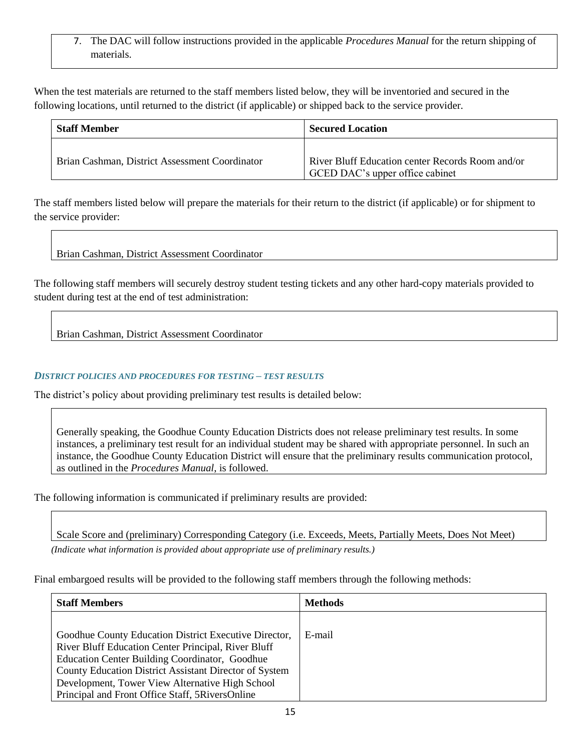7. The DAC will follow instructions provided in the applicable *Procedures Manual* for the return shipping of materials.

When the test materials are returned to the staff members listed below, they will be inventoried and secured in the following locations, until returned to the district (if applicable) or shipped back to the service provider.

| Staff Member | Secured Location |
|---|---|
| Brian Cashman, District Assessment Coordinator | River Bluff Education center Records Room and/or GCED DAC's upper office cabinet |

The staff members listed below will prepare the materials for their return to the district (if applicable) or for shipment to the service provider:

Brian Cashman, District Assessment Coordinator

The following staff members will securely destroy student testing tickets and any other hard-copy materials provided to student during test at the end of test administration:

Brian Cashman, District Assessment Coordinator

### *DISTRICT POLICIES AND PROCEDURES FOR TESTING – TEST RESULTS*

The district's policy about providing preliminary test results is detailed below:

Generally speaking, the Goodhue County Education Districts does not release preliminary test results. In some instances, a preliminary test result for an individual student may be shared with appropriate personnel. In such an instance, the Goodhue County Education District will ensure that the preliminary results communication protocol, as outlined in the *Procedures Manual*, is followed.

The following information is communicated if preliminary results are provided:

Scale Score and (preliminary) Corresponding Category (i.e. Exceeds, Meets, Partially Meets, Does Not Meet)

*(Indicate what information is provided about appropriate use of preliminary results.)*

Final embargoed results will be provided to the following staff members through the following methods:

| Staff Members | Methods |
|---|---|
| Goodhue County Education District Executive Director, River Bluff Education Center Principal, River Bluff Education Center Building Coordinator, Goodhue County Education District Assistant Director of System Development, Tower View Alternative High School Principal and Front Office Staff, 5RiversOnline | E-mail |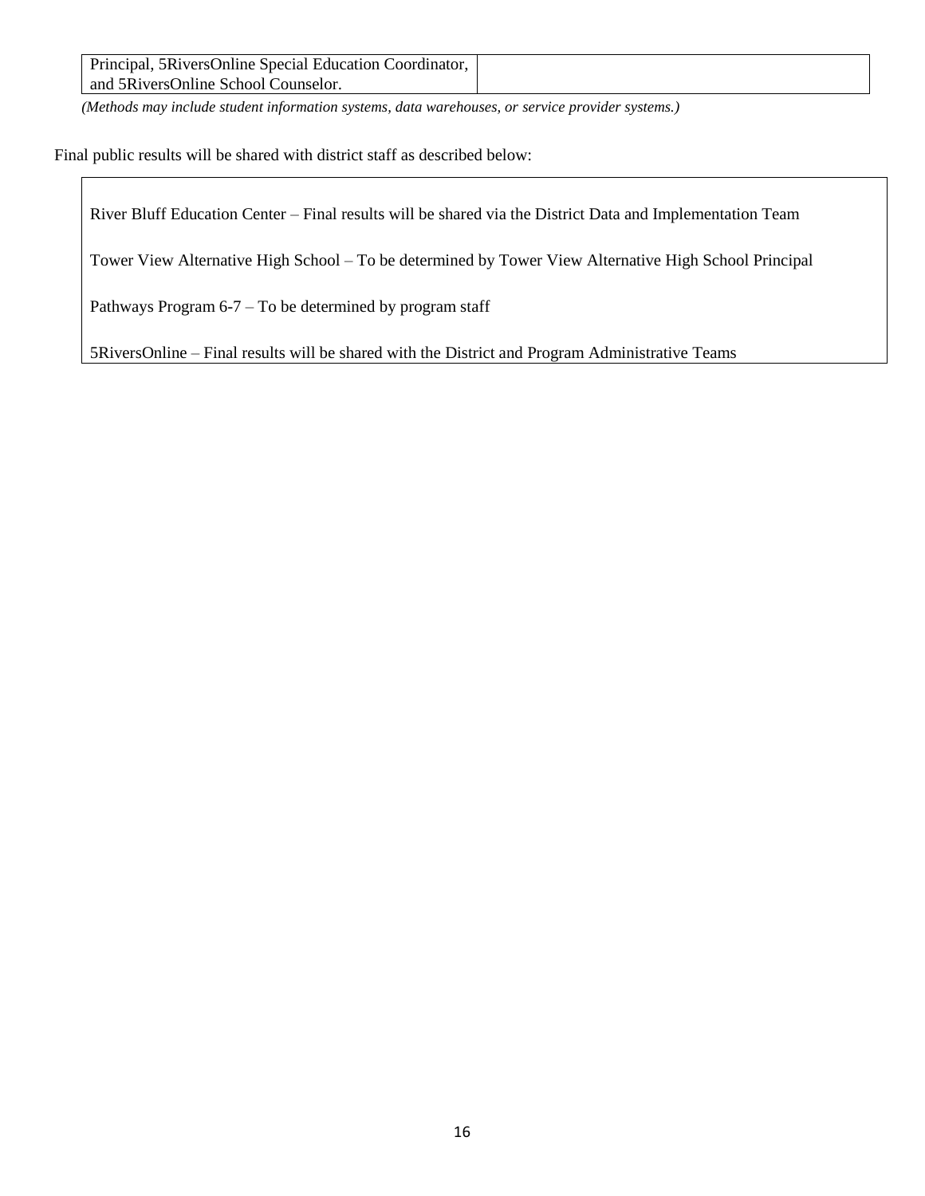| | |
|---|---|
| Principal, 5RiversOnline Special Education Coordinator, and 5RiversOnline School Counselor. | |

*(Methods may include student information systems, data warehouses, or service provider systems.)*

Final public results will be shared with district staff as described below:

River Bluff Education Center – Final results will be shared via the District Data and Implementation Team

Tower View Alternative High School – To be determined by Tower View Alternative High School Principal

Pathways Program 6-7 – To be determined by program staff

5RiversOnline – Final results will be shared with the District and Program Administrative Teams